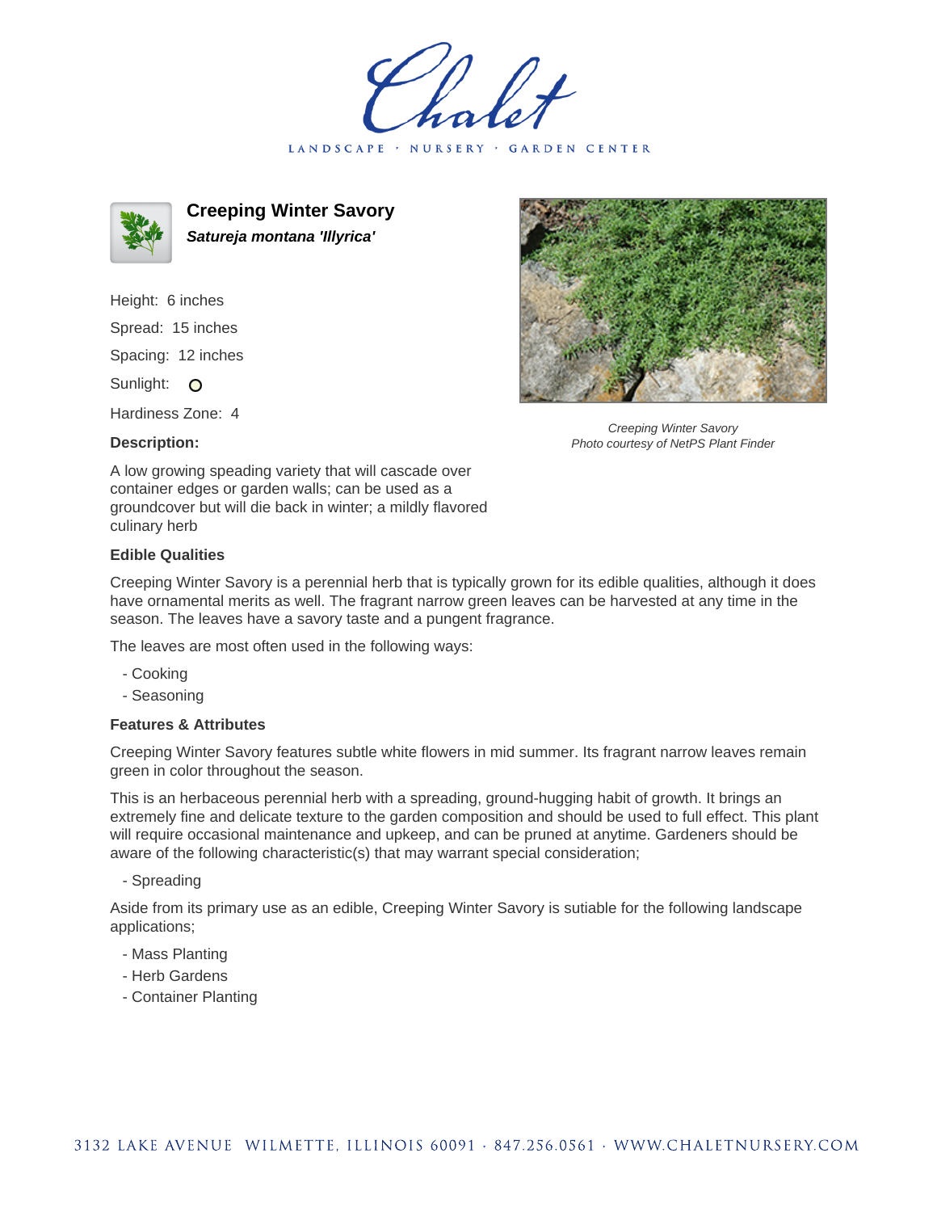Chalet

LANDSCAPE · NURSERY · GARDEN CENTER

# Creeping Winter Savory

***Satureja montana 'Illyrica'***

Height: 6 inches

Spread: 15 inches

Spacing: 12 inches

Sunlight: O

Hardiness Zone: 4

*Creeping Winter Savory*
*Photo courtesy of NetPS Plant Finder*

**Description:**

A low growing speading variety that will cascade over container edges or garden walls; can be used as a groundcover but will die back in winter; a mildly flavored culinary herb

**Edible Qualities**

Creeping Winter Savory is a perennial herb that is typically grown for its edible qualities, although it does have ornamental merits as well. The fragrant narrow green leaves can be harvested at any time in the season. The leaves have a savory taste and a pungent fragrance.

The leaves are most often used in the following ways:

- Cooking
- Seasoning

**Features & Attributes**

Creeping Winter Savory features subtle white flowers in mid summer. Its fragrant narrow leaves remain green in color throughout the season.

This is an herbaceous perennial herb with a spreading, ground-hugging habit of growth. It brings an extremely fine and delicate texture to the garden composition and should be used to full effect. This plant will require occasional maintenance and upkeep, and can be pruned at anytime. Gardeners should be aware of the following characteristic(s) that may warrant special consideration;

- Spreading

Aside from its primary use as an edible, Creeping Winter Savory is sutiable for the following landscape applications;

- Mass Planting
- Herb Gardens
- Container Planting

3132 LAKE AVENUE WILMETTE, ILLINOIS 60091 · 847.256.0561 · WWW.CHALETNURSERY.COM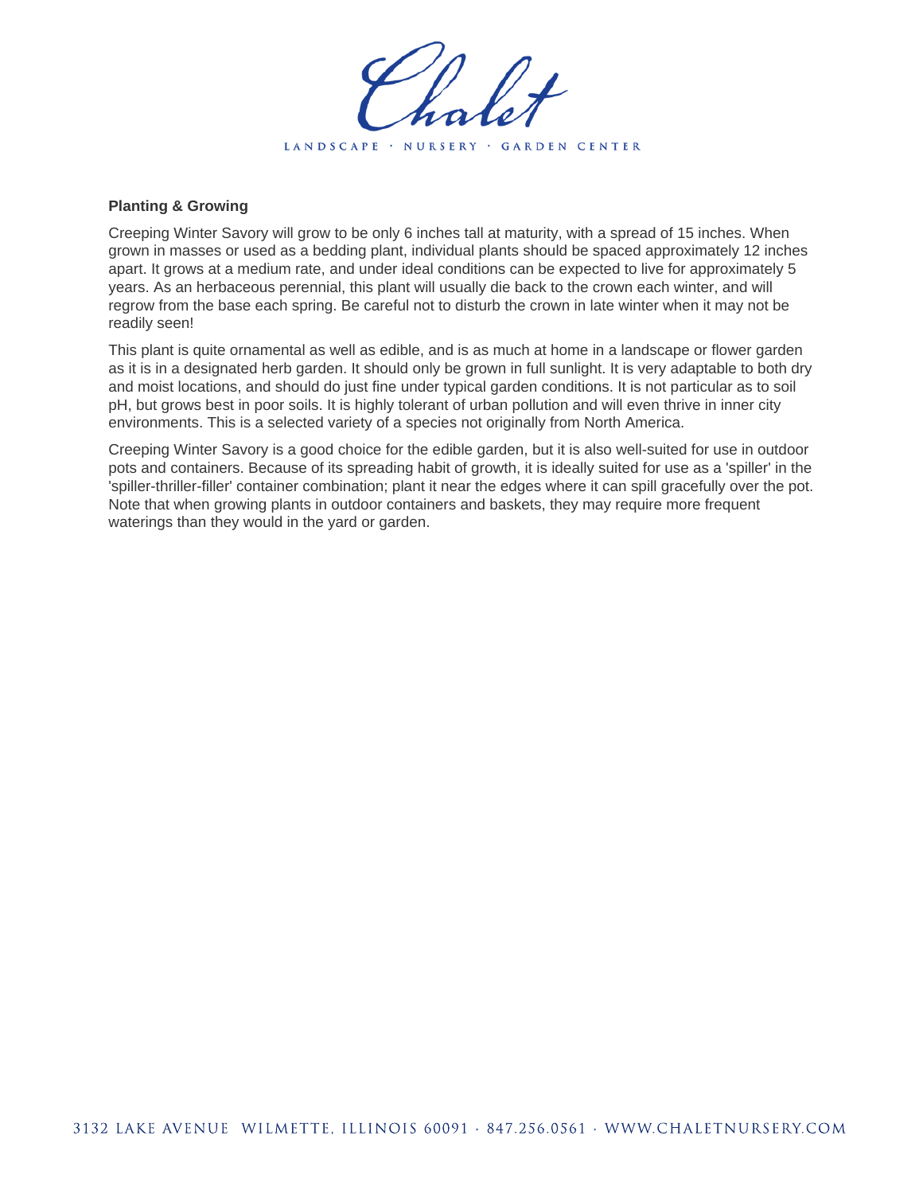**Planting & Growing**

Creeping Winter Savory will grow to be only 6 inches tall at maturity, with a spread of 15 inches. When grown in masses or used as a bedding plant, individual plants should be spaced approximately 12 inches apart. It grows at a medium rate, and under ideal conditions can be expected to live for approximately 5 years. As an herbaceous perennial, this plant will usually die back to the crown each winter, and will regrow from the base each spring. Be careful not to disturb the crown in late winter when it may not be readily seen!

This plant is quite ornamental as well as edible, and is as much at home in a landscape or flower garden as it is in a designated herb garden. It should only be grown in full sunlight. It is very adaptable to both dry and moist locations, and should do just fine under typical garden conditions. It is not particular as to soil pH, but grows best in poor soils. It is highly tolerant of urban pollution and will even thrive in inner city environments. This is a selected variety of a species not originally from North America.

Creeping Winter Savory is a good choice for the edible garden, but it is also well-suited for use in outdoor pots and containers. Because of its spreading habit of growth, it is ideally suited for use as a 'spiller' in the 'spiller-thriller-filler' container combination; plant it near the edges where it can spill gracefully over the pot. Note that when growing plants in outdoor containers and baskets, they may require more frequent waterings than they would in the yard or garden.